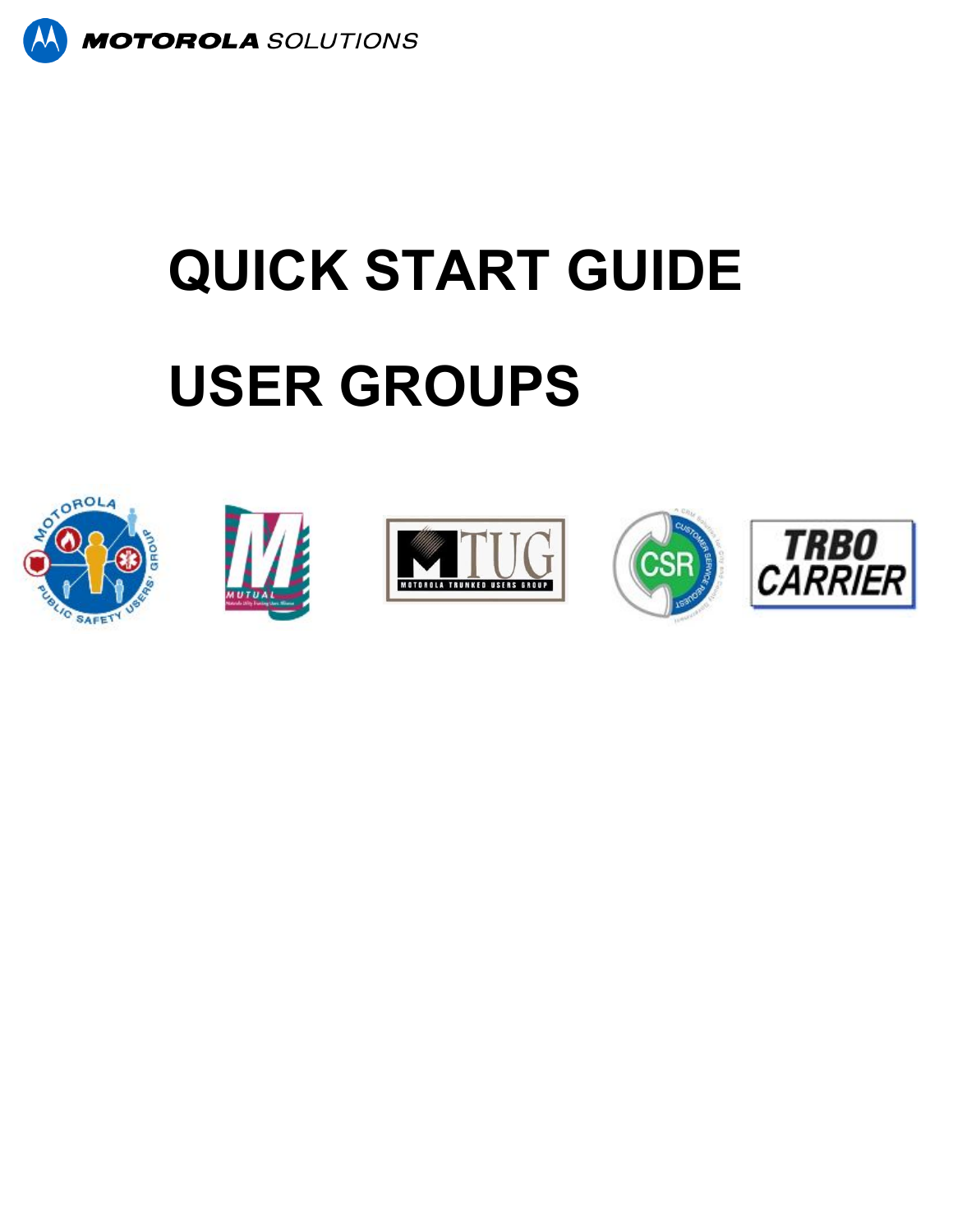MOTOROLA SOLUTIONS

# QUICK START GUIDE

# USER GROUPS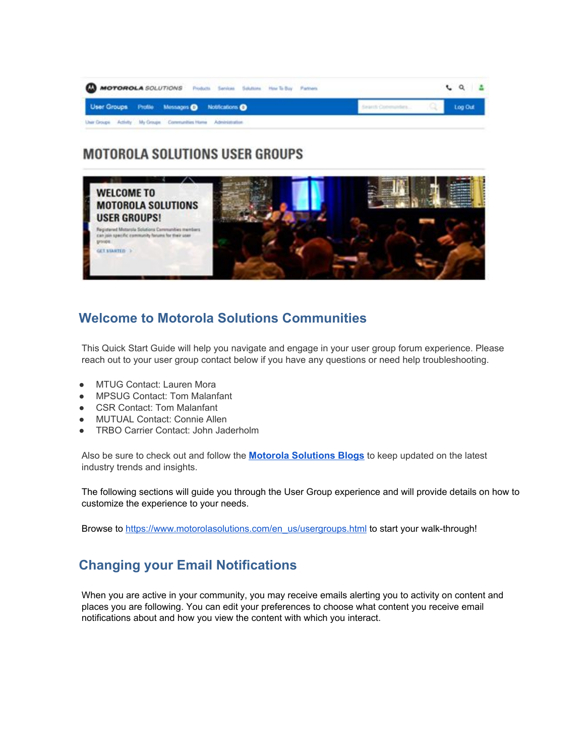## Welcome to Motorola Solutions Communities

This Quick Start Guide will help you navigate and engage in your user group forum experience. Please reach out to your user group contact below if you have any questions or need help troubleshooting.

- MTUG Contact: Lauren Mora
- MPSUG Contact: Tom Malanfant
- CSR Contact: Tom Malanfant
- MUTUAL Contact: Connie Allen
- TRBO Carrier Contact: John Jaderholm

Also be sure to check out and follow the **Motorola Solutions Blogs** to keep updated on the latest industry trends and insights.

The following sections will guide you through the User Group experience and will provide details on how to customize the experience to your needs.

Browse to https://www.motorolasolutions.com/en_us/usergroups.html to start your walk-through!

## Changing your Email Notifications

When you are active in your community, you may receive emails alerting you to activity on content and places you are following. You can edit your preferences to choose what content you receive email notifications about and how you view the content with which you interact.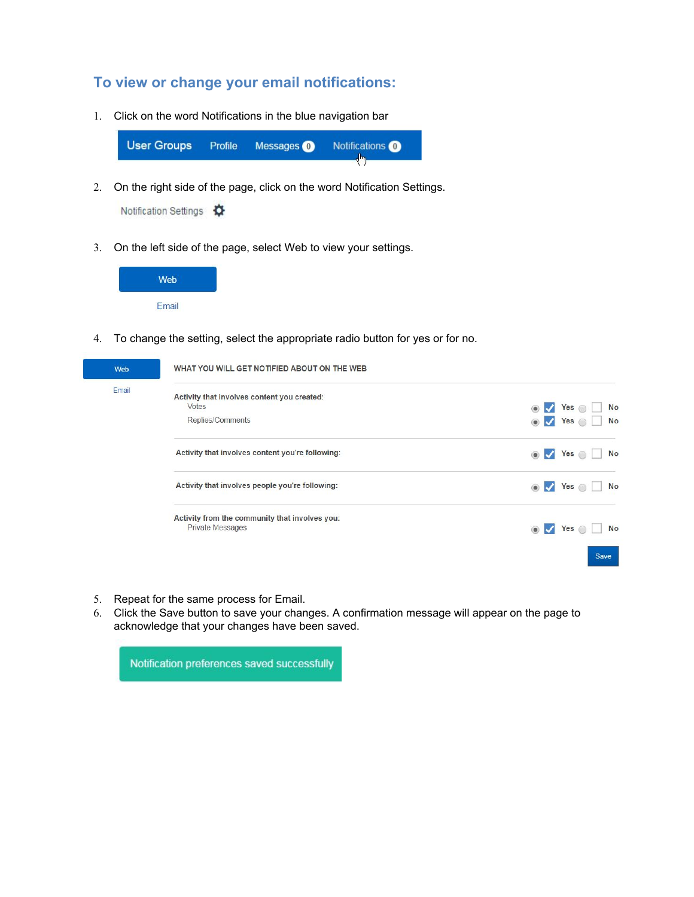## To view or change your email notifications:

1. Click on the word Notifications in the blue navigation bar

   User Groups | Profile | Messages 0 | Notifications 0

2. On the right side of the page, click on the word Notification Settings.

   Notification Settings

3. On the left side of the page, select Web to view your settings.

   Web

   Email

4. To change the setting, select the appropriate radio button for yes or for no.

   Web

   Email

   **WHAT YOU WILL GET NOTIFIED ABOUT ON THE WEB**

| Setting | Yes | No |
|---|---|---|
| **Activity that involves content you created:** | | |
| Votes | ✓ Yes | No |
| Replies/Comments | ✓ Yes | No |
| **Activity that involves content you're following:** | ✓ Yes | No |
| **Activity that involves people you're following:** | ✓ Yes | No |
| **Activity from the community that involves you:** | | |
| Private Messages | ✓ Yes | No |

   Save

5. Repeat for the same process for Email.
6. Click the Save button to save your changes. A confirmation message will appear on the page to acknowledge that your changes have been saved.

   Notification preferences saved successfully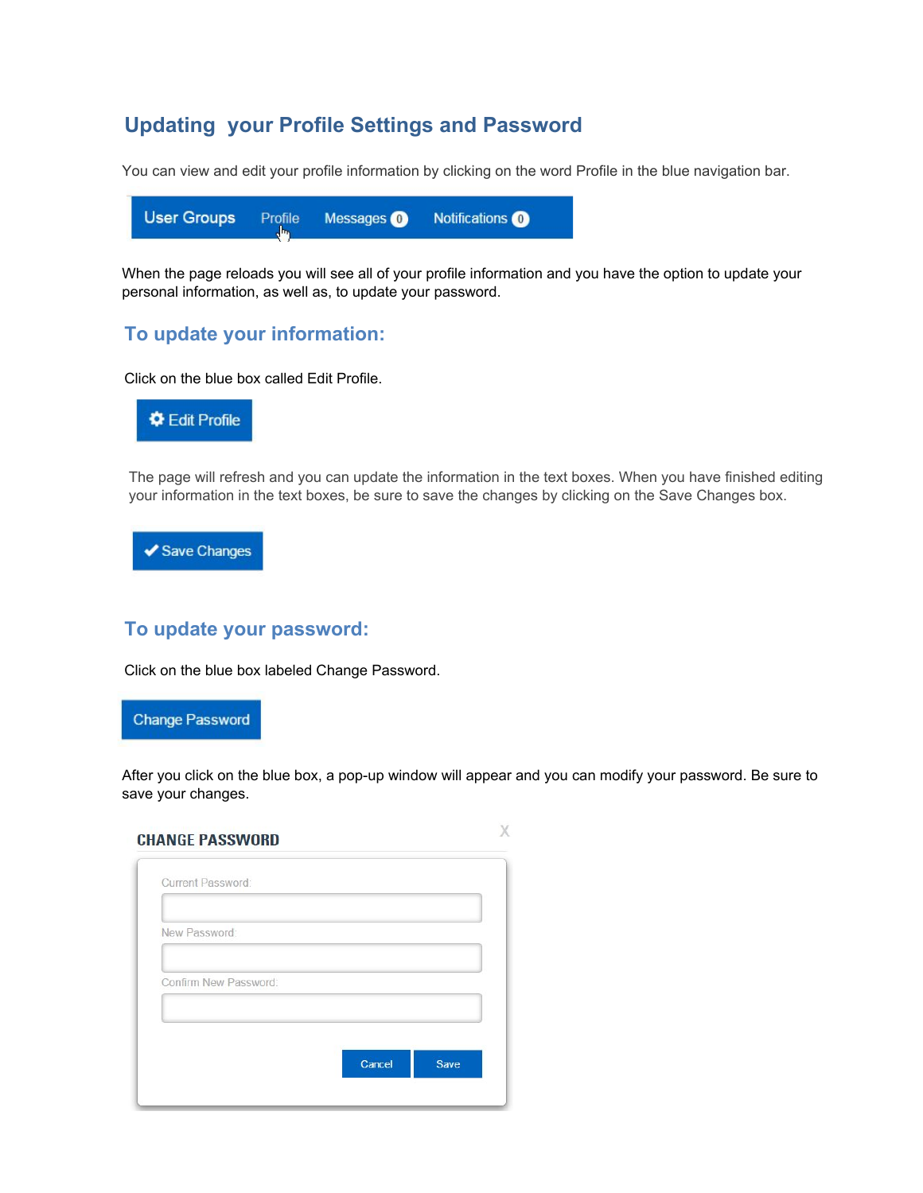## Updating your Profile Settings and Password

You can view and edit your profile information by clicking on the word Profile in the blue navigation bar.

User Groups Profile Messages 0 Notifications 0

When the page reloads you will see all of your profile information and you have the option to update your personal information, as well as, to update your password.

### To update your information:

Click on the blue box called Edit Profile.

Edit Profile

The page will refresh and you can update the information in the text boxes. When you have finished editing your information in the text boxes, be sure to save the changes by clicking on the Save Changes box.

Save Changes

### To update your password:

Click on the blue box labeled Change Password.

Change Password

After you click on the blue box, a pop-up window will appear and you can modify your password. Be sure to save your changes.

CHANGE PASSWORD

Current Password:

New Password:

Confirm New Password:

Cancel Save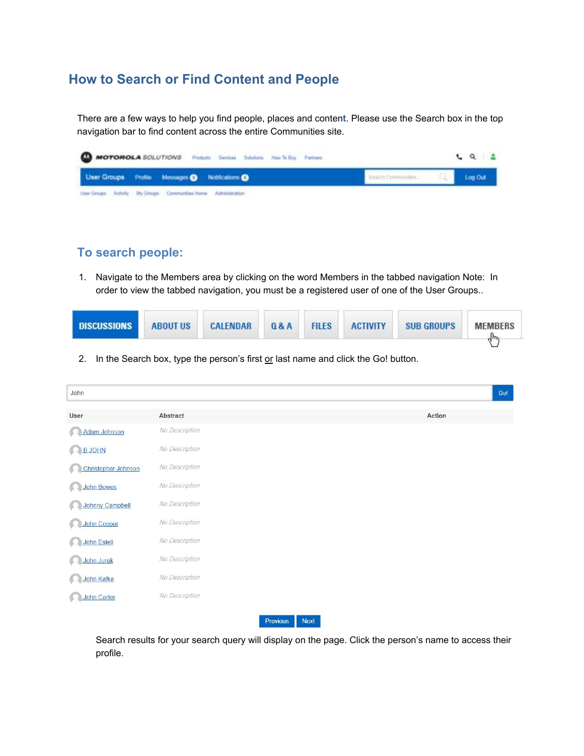# How to Search or Find Content and People

There are a few ways to help you find people, places and content. Please use the Search box in the top navigation bar to find content across the entire Communities site.

## To search people:

1. Navigate to the Members area by clicking on the word Members in the tabbed navigation Note: In order to view the tabbed navigation, you must be a registered user of one of the User Groups..

2. In the Search box, type the person's first or last name and click the Go! button.

Search results for your search query will display on the page. Click the person's name to access their profile.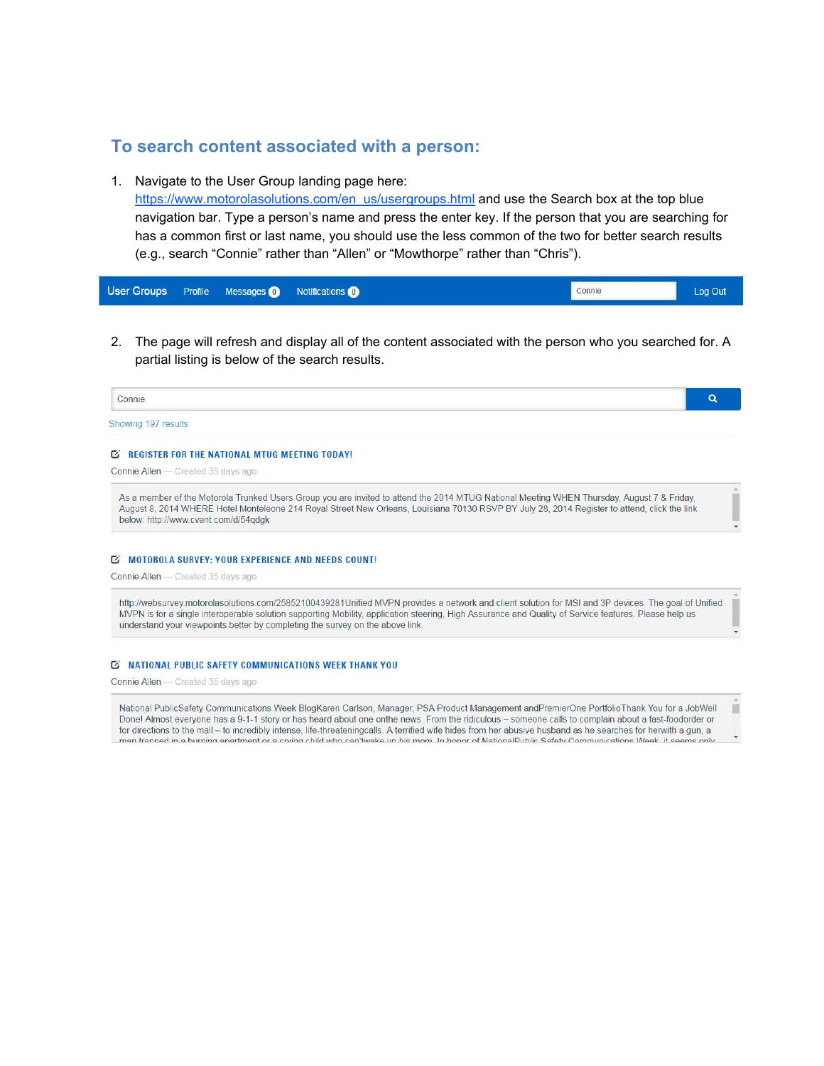## To search content associated with a person:

1. Navigate to the User Group landing page here: https://www.motorolasolutions.com/en_us/usergroups.html and use the Search box at the top blue navigation bar. Type a person's name and press the enter key. If the person that you are searching for has a common first or last name, you should use the less common of the two for better search results (e.g., search "Connie" rather than "Allen" or "Mowthorpe" rather than "Chris").

User Groups   Profile   Messages 0   Notifications 0   Connie   Log Out

2. The page will refresh and display all of the content associated with the person who you searched for. A partial listing is below of the search results.

Connie

Showing 197 results

**REGISTER FOR THE NATIONAL MTUG MEETING TODAY!**

Connie Allen — Created 35 days ago

As a member of the Motorola Trunked Users Group you are invited to attend the 2014 MTUG National Meeting WHEN Thursday, August 7 & Friday, August 8, 2014 WHERE Hotel Monteleone 214 Royal Street New Orleans, Louisiana 70130 RSVP BY July 28, 2014 Register to attend, click the link below: http://www.cvent.com/d/54qdgk

**MOTOROLA SURVEY: YOUR EXPERIENCE AND NEEDS COUNT!**

Connie Allen — Created 35 days ago

http://websurvey.motorolasolutions.com/258521004392​81Unified MVPN provides a network and client solution for MSI and 3P devices. The goal of Unified MVPN is for a single interoperable solution supporting Mobility, application steering, High Assurance and Quality of Service features. Please help us understand your viewpoints better by completing the survey on the above link.

**NATIONAL PUBLIC SAFETY COMMUNICATIONS WEEK THANK YOU**

Connie Allen — Created 35 days ago

National PublicSafety Communications Week BlogKaren Carlson, Manager, PSA Product Management andPremierOne PortfolioThank You for a JobWell Done! Almost everyone has a 9-1-1 story or has heard about one onthe news. From the ridiculous – someone calls to complain about a fast-foodorder or for directions to the mall – to incredibly intense, life-threateningcalls. A terrified wife hides from her abusive husband as he searches for herwith a gun, a man trapped in a burning apartment or a crying child who can'twake up his mom. In honor of NationalPublic Safety Communications Week, it seems only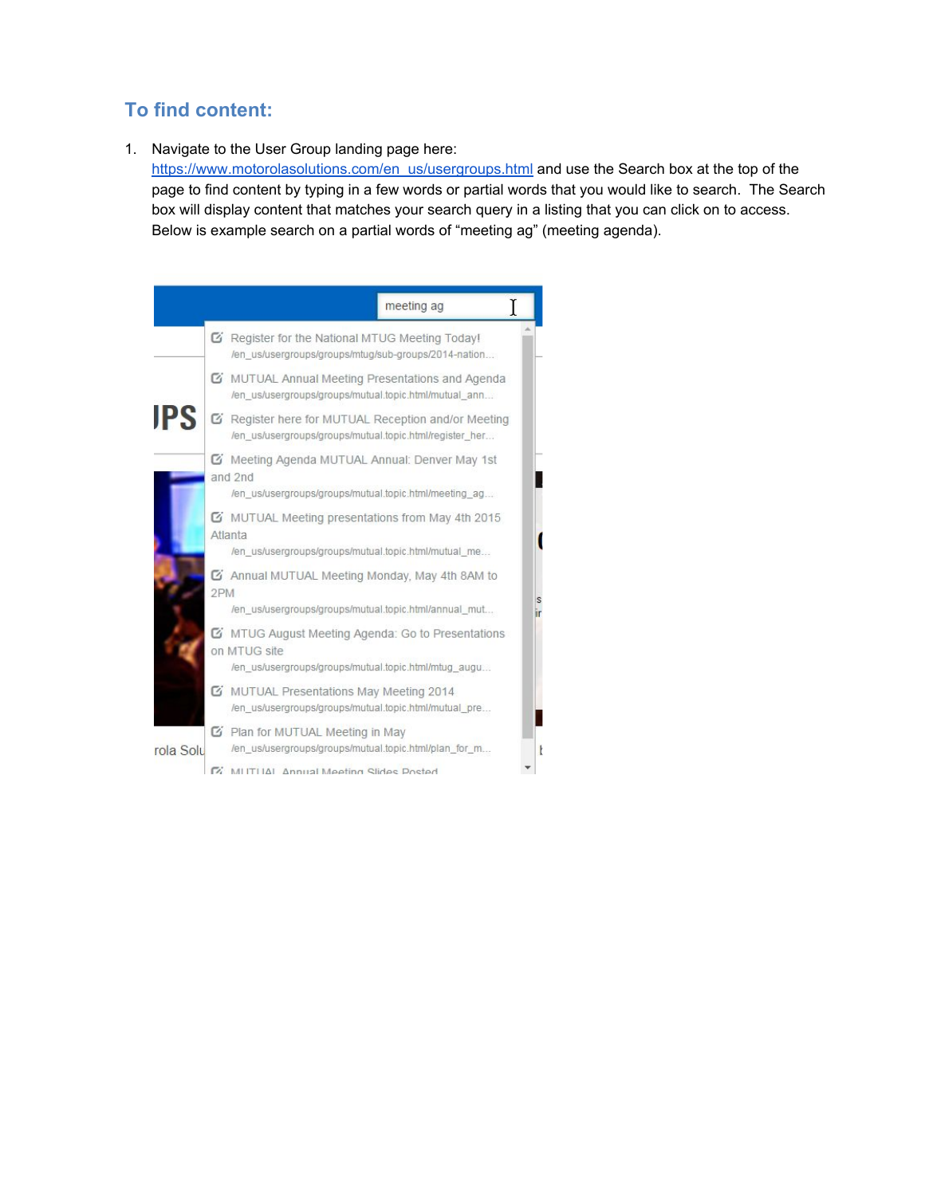## To find content:

1. Navigate to the User Group landing page here: [https://www.motorolasolutions.com/en_us/usergroups.html](https://www.motorolasolutions.com/en_us/usergroups.html) and use the Search box at the top of the page to find content by typing in a few words or partial words that you would like to search. The Search box will display content that matches your search query in a listing that you can click on to access. Below is example search on a partial words of "meeting ag" (meeting agenda).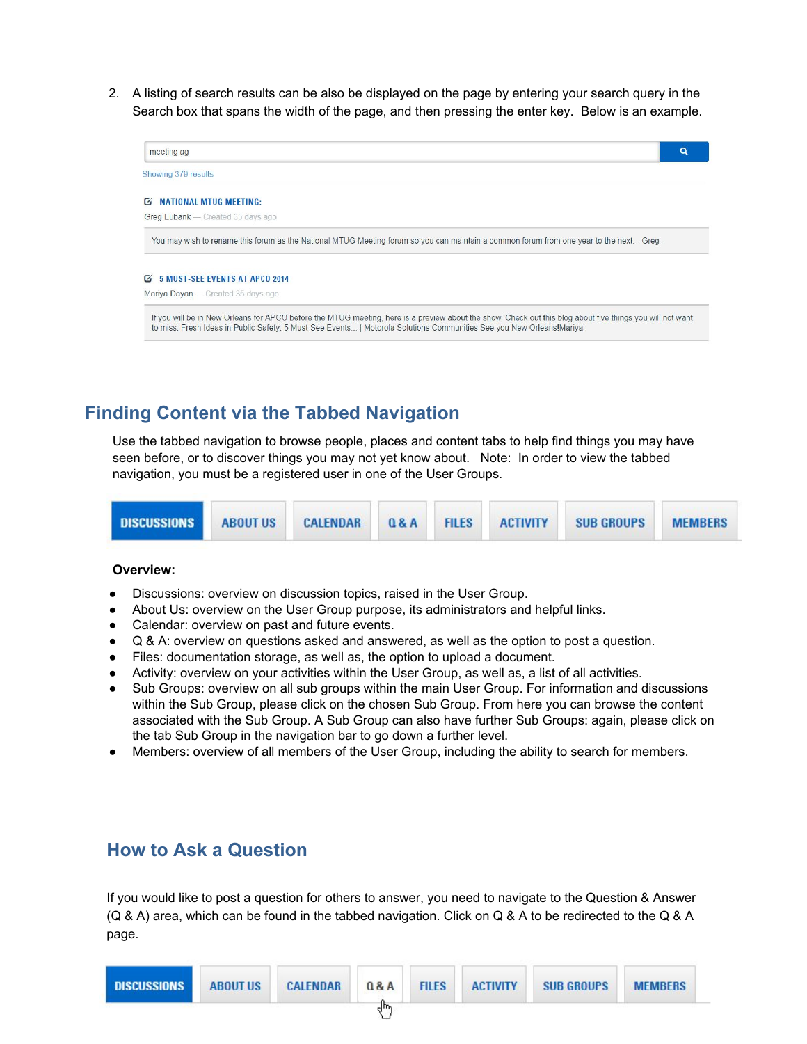2. A listing of search results can be also be displayed on the page by entering your search query in the Search box that spans the width of the page, and then pressing the enter key. Below is an example.

## Finding Content via the Tabbed Navigation

Use the tabbed navigation to browse people, places and content tabs to help find things you may have seen before, or to discover things you may not yet know about. Note: In order to view the tabbed navigation, you must be a registered user in one of the User Groups.

**Overview:**

- Discussions: overview on discussion topics, raised in the User Group.
- About Us: overview on the User Group purpose, its administrators and helpful links.
- Calendar: overview on past and future events.
- Q & A: overview on questions asked and answered, as well as the option to post a question.
- Files: documentation storage, as well as, the option to upload a document.
- Activity: overview on your activities within the User Group, as well as, a list of all activities.
- Sub Groups: overview on all sub groups within the main User Group. For information and discussions within the Sub Group, please click on the chosen Sub Group. From here you can browse the content associated with the Sub Group. A Sub Group can also have further Sub Groups: again, please click on the tab Sub Group in the navigation bar to go down a further level.
- Members: overview of all members of the User Group, including the ability to search for members.

## How to Ask a Question

If you would like to post a question for others to answer, you need to navigate to the Question & Answer (Q & A) area, which can be found in the tabbed navigation. Click on Q & A to be redirected to the Q & A page.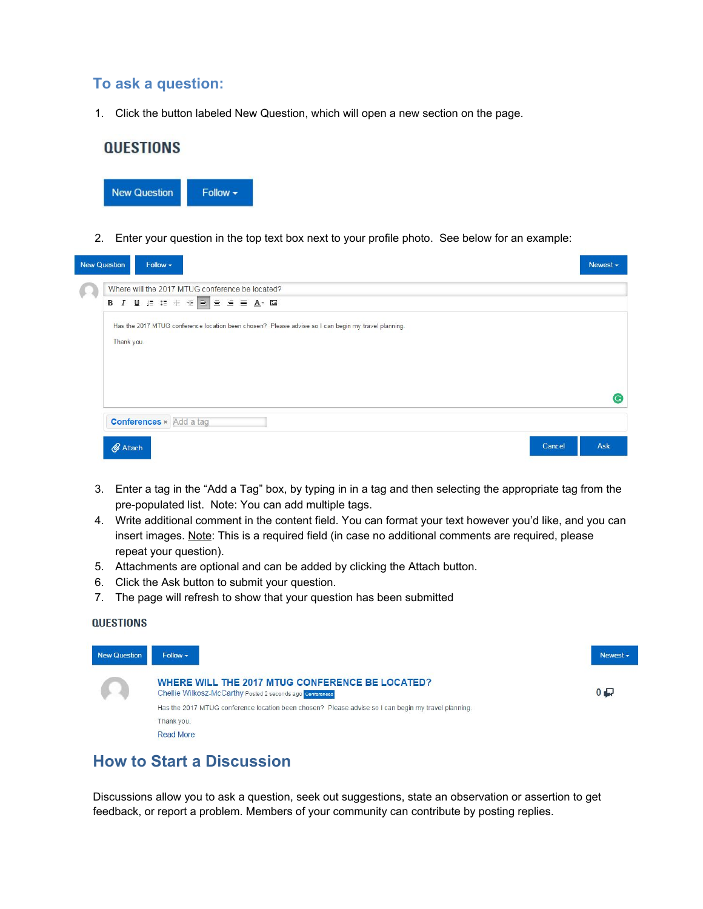## To ask a question:

1. Click the button labeled New Question, which will open a new section on the page.

QUESTIONS

New Question | Follow

2. Enter your question in the top text box next to your profile photo. See below for an example:

New Question | Follow | Newest

Where will the 2017 MTUG conference be located?

Has the 2017 MTUG conference location been chosen? Please advise so I can begin my travel planning.

Thank you.

Conferences × Add a tag

Attach | Cancel | Ask

3. Enter a tag in the “Add a Tag” box, by typing in in a tag and then selecting the appropriate tag from the pre-populated list. Note: You can add multiple tags.
4. Write additional comment in the content field. You can format your text however you’d like, and you can insert images. Note: This is a required field (in case no additional comments are required, please repeat your question).
5. Attachments are optional and can be added by clicking the Attach button.
6. Click the Ask button to submit your question.
7. The page will refresh to show that your question has been submitted

QUESTIONS

New Question | Follow | Newest

WHERE WILL THE 2017 MTUG CONFERENCE BE LOCATED?
Chellie Wilkosz-McCarthy Posted 2 seconds ago Conferences

Has the 2017 MTUG conference location been chosen? Please advise so I can begin my travel planning.

Thank you.

Read More

0

## How to Start a Discussion

Discussions allow you to ask a question, seek out suggestions, state an observation or assertion to get feedback, or report a problem. Members of your community can contribute by posting replies.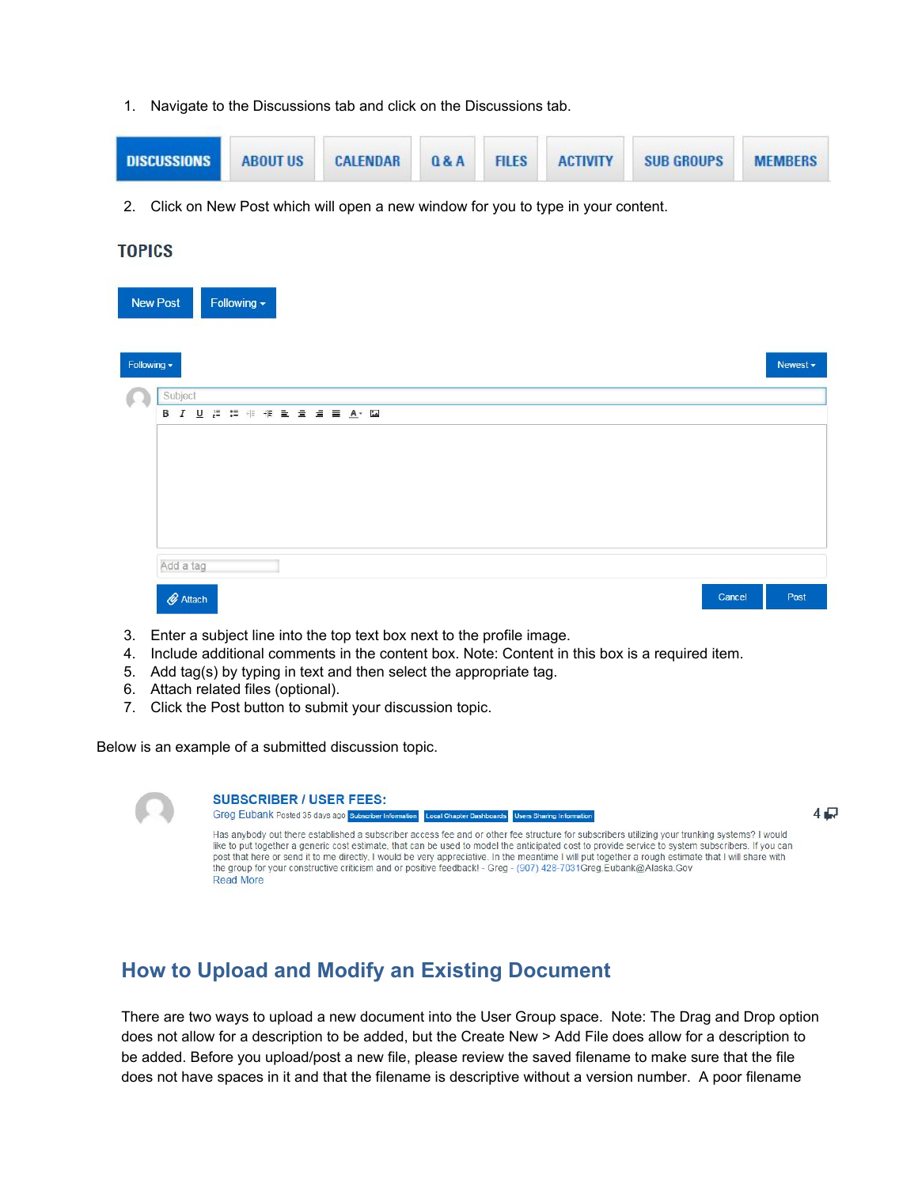1. Navigate to the Discussions tab and click on the Discussions tab.

DISCUSSIONS | ABOUT US | CALENDAR | Q & A | FILES | ACTIVITY | SUB GROUPS | MEMBERS

2. Click on New Post which will open a new window for you to type in your content.

TOPICS

New Post | Following

3. Enter a subject line into the top text box next to the profile image.
4. Include additional comments in the content box. Note: Content in this box is a required item.
5. Add tag(s) by typing in text and then select the appropriate tag.
6. Attach related files (optional).
7. Click the Post button to submit your discussion topic.

Below is an example of a submitted discussion topic.

**SUBSCRIBER / USER FEES:**
Greg Eubank Posted 35 days ago | Subscriber Information | Local Chapter Dashboards | Users Sharing Information

Has anybody out there established a subscriber access fee and or other fee structure for subscribers utilizing your trunking systems? I would like to put together a generic cost estimate, that can be used to model the anticipated cost to provide service to system subscribers. If you can post that here or send it to me directly, I would be very appreciative. In the meantime I will put together a rough estimate that I will share with the group for your constructive criticism and or positive feedback! - Greg - (907) 428-7031Greg.Eubank@Alaska.Gov
Read More

## How to Upload and Modify an Existing Document

There are two ways to upload a new document into the User Group space. Note: The Drag and Drop option does not allow for a description to be added, but the Create New > Add File does allow for a description to be added. Before you upload/post a new file, please review the saved filename to make sure that the file does not have spaces in it and that the filename is descriptive without a version number. A poor filename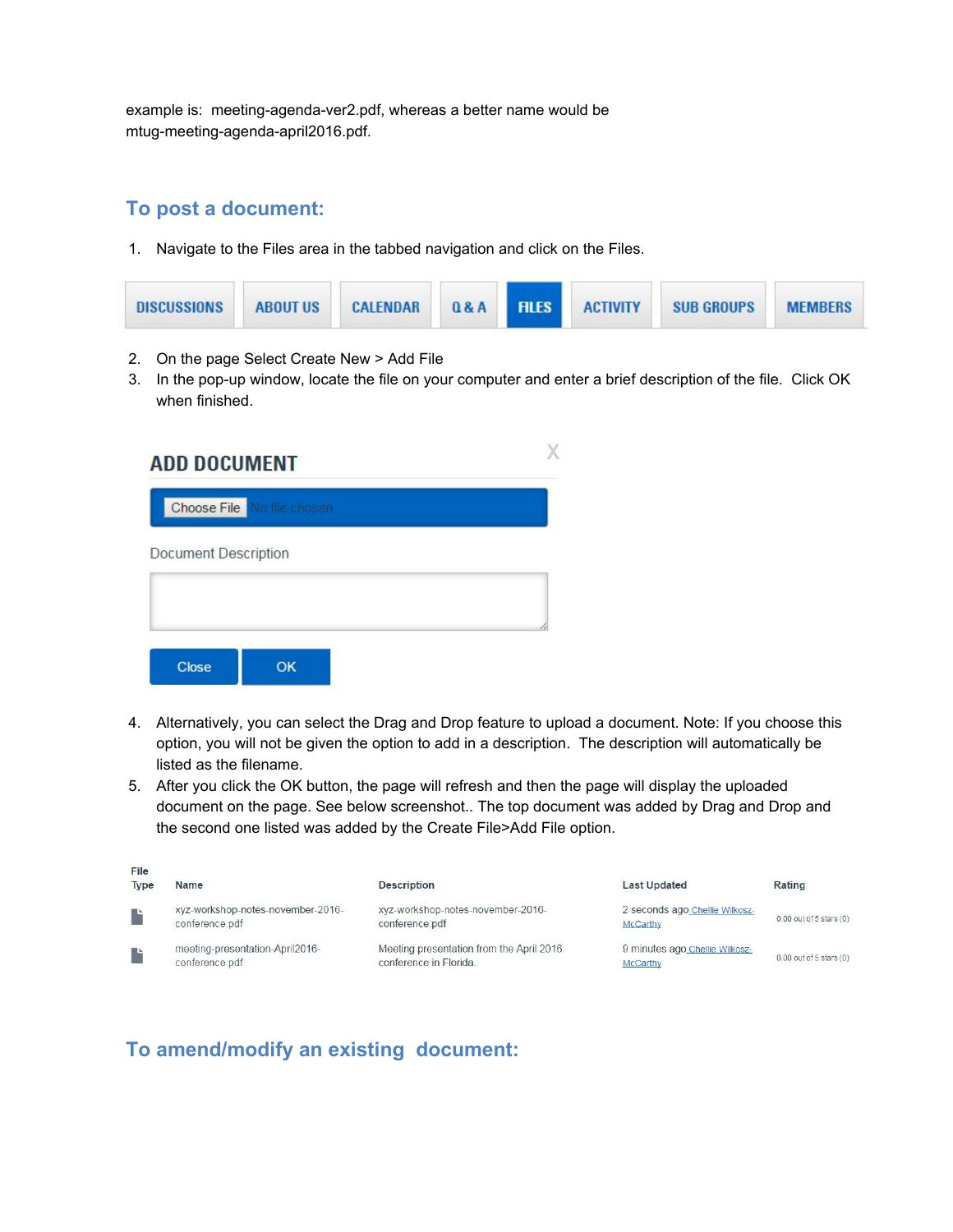example is: meeting-agenda-ver2.pdf, whereas a better name would be mtug-meeting-agenda-april2016.pdf.

## To post a document:

1. Navigate to the Files area in the tabbed navigation and click on the Files.

DISCUSSIONS | ABOUT US | CALENDAR | Q & A | FILES | ACTIVITY | SUB GROUPS | MEMBERS

2. On the page Select Create New > Add File
3. In the pop-up window, locate the file on your computer and enter a brief description of the file. Click OK when finished.

ADD DOCUMENT

Choose File No file chosen

Document Description

Close | OK

4. Alternatively, you can select the Drag and Drop feature to upload a document. Note: If you choose this option, you will not be given the option to add in a description. The description will automatically be listed as the filename.
5. After you click the OK button, the page will refresh and then the page will display the uploaded document on the page. See below screenshot.. The top document was added by Drag and Drop and the second one listed was added by the Create File>Add File option.

| File Type | Name | Description | Last Updated | Rating |
| --- | --- | --- | --- | --- |
| | xyz-workshop-notes-november-2016-conference.pdf | xyz-workshop-notes-november-2016-conference.pdf | 2 seconds ago Chellie Wilkosz-McCarthy | 0.00 out of 5 stars (0) |
| | meeting-presentation-April2016-conference.pdf | Meeting presentation from the April 2016 conference in Florida. | 9 minutes ago Chellie Wilkosz-McCarthy | 0.00 out of 5 stars (0) |

## To amend/modify an existing document: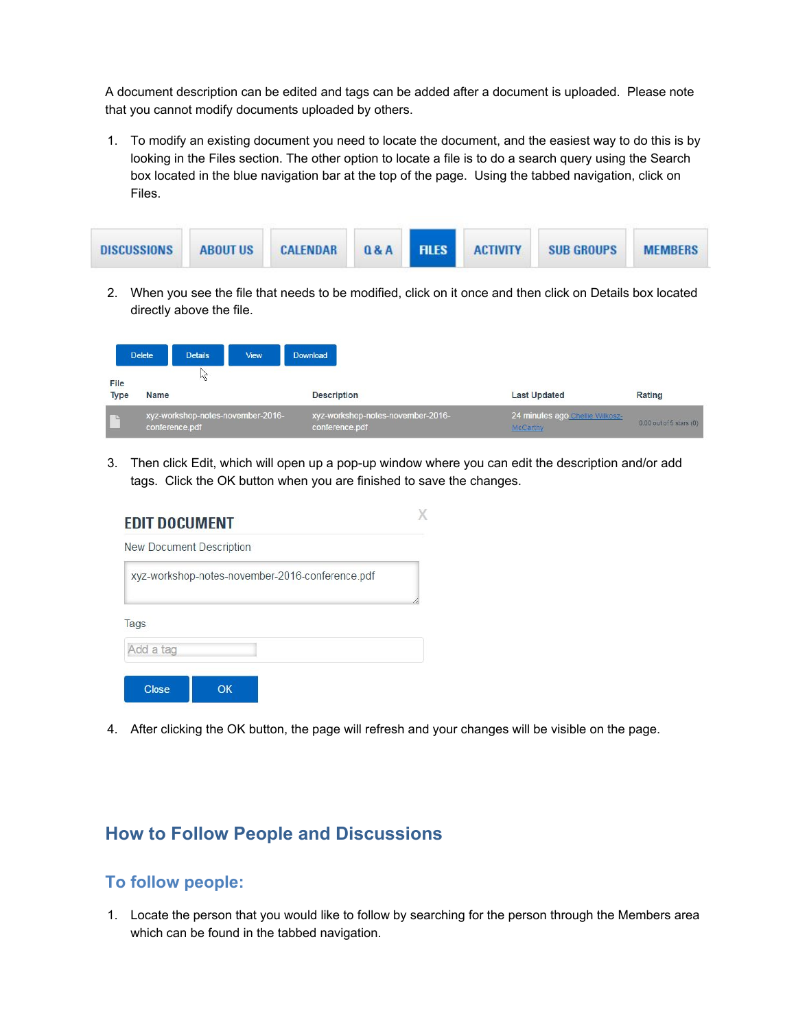A document description can be edited and tags can be added after a document is uploaded. Please note that you cannot modify documents uploaded by others.

1. To modify an existing document you need to locate the document, and the easiest way to do this is by looking in the Files section. The other option to locate a file is to do a search query using the Search box located in the blue navigation bar at the top of the page. Using the tabbed navigation, click on Files.

| DISCUSSIONS | ABOUT US | CALENDAR | Q & A | FILES | ACTIVITY | SUB GROUPS | MEMBERS |
|---|---|---|---|---|---|---|---|

2. When you see the file that needs to be modified, click on it once and then click on Details box located directly above the file.

Delete | Details | View | Download

| File Type | Name | Description | Last Updated | Rating |
|---|---|---|---|---|
| | xyz-workshop-notes-november-2016-conference.pdf | xyz-workshop-notes-november-2016-conference.pdf | 24 minutes ago Chellie Wilkosz-McCarthy | 0.00 out of 5 stars (0) |

3. Then click Edit, which will open up a pop-up window where you can edit the description and/or add tags. Click the OK button when you are finished to save the changes.

**EDIT DOCUMENT**

New Document Description

xyz-workshop-notes-november-2016-conference.pdf

Tags

Add a tag

Close | OK

4. After clicking the OK button, the page will refresh and your changes will be visible on the page.

## How to Follow People and Discussions

### To follow people:

1. Locate the person that you would like to follow by searching for the person through the Members area which can be found in the tabbed navigation.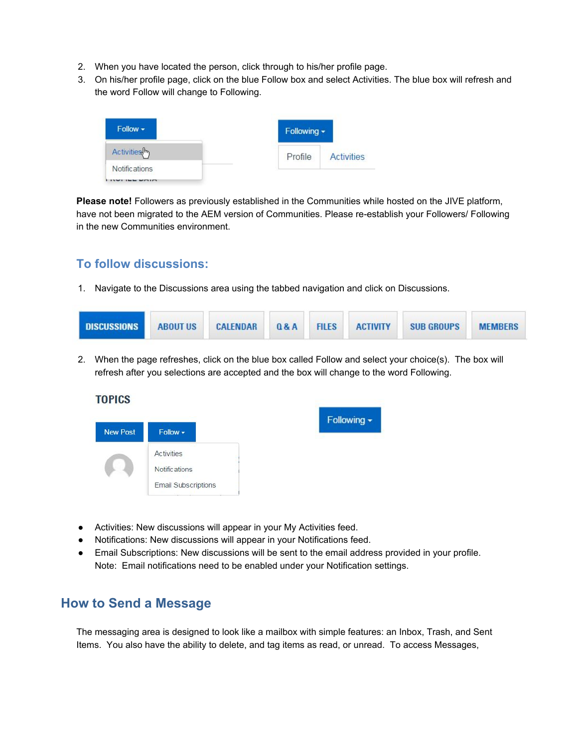2. When you have located the person, click through to his/her profile page.
3. On his/her profile page, click on the blue Follow box and select Activities. The blue box will refresh and the word Follow will change to Following.

**Please note!** Followers as previously established in the Communities while hosted on the JIVE platform, have not been migrated to the AEM version of Communities. Please re-establish your Followers/ Following in the new Communities environment.

## To follow discussions:

1. Navigate to the Discussions area using the tabbed navigation and click on Discussions.

2. When the page refreshes, click on the blue box called Follow and select your choice(s). The box will refresh after you selections are accepted and the box will change to the word Following.

- Activities: New discussions will appear in your My Activities feed.
- Notifications: New discussions will appear in your Notifications feed.
- Email Subscriptions: New discussions will be sent to the email address provided in your profile. Note: Email notifications need to be enabled under your Notification settings.

## How to Send a Message

The messaging area is designed to look like a mailbox with simple features: an Inbox, Trash, and Sent Items. You also have the ability to delete, and tag items as read, or unread. To access Messages,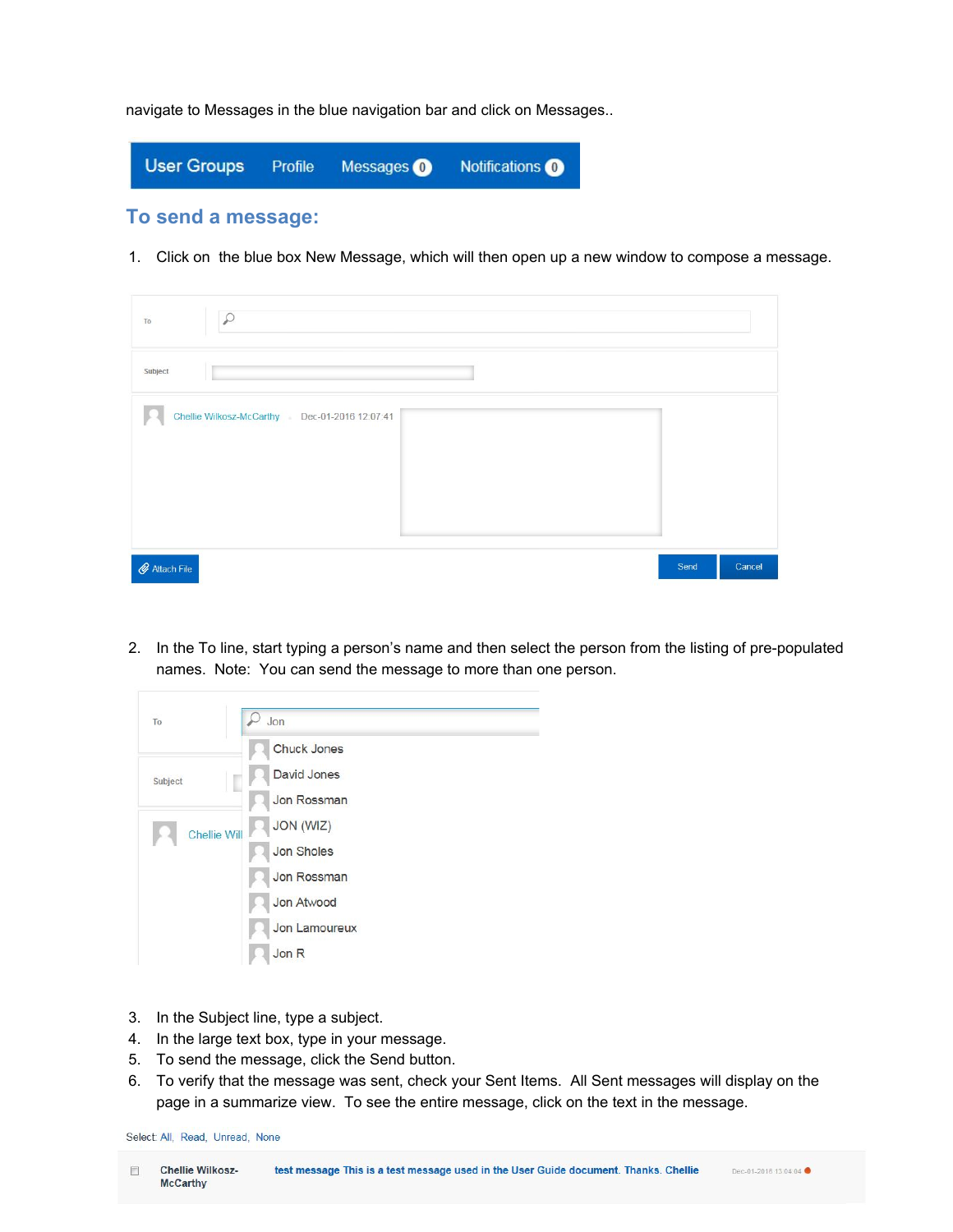navigate to Messages in the blue navigation bar and click on Messages..

## To send a message:

1. Click on the blue box New Message, which will then open up a new window to compose a message.

2. In the To line, start typing a person's name and then select the person from the listing of pre-populated names. Note: You can send the message to more than one person.

3. In the Subject line, type a subject.
4. In the large text box, type in your message.
5. To send the message, click the Send button.
6. To verify that the message was sent, check your Sent Items. All Sent messages will display on the page in a summarize view. To see the entire message, click on the text in the message.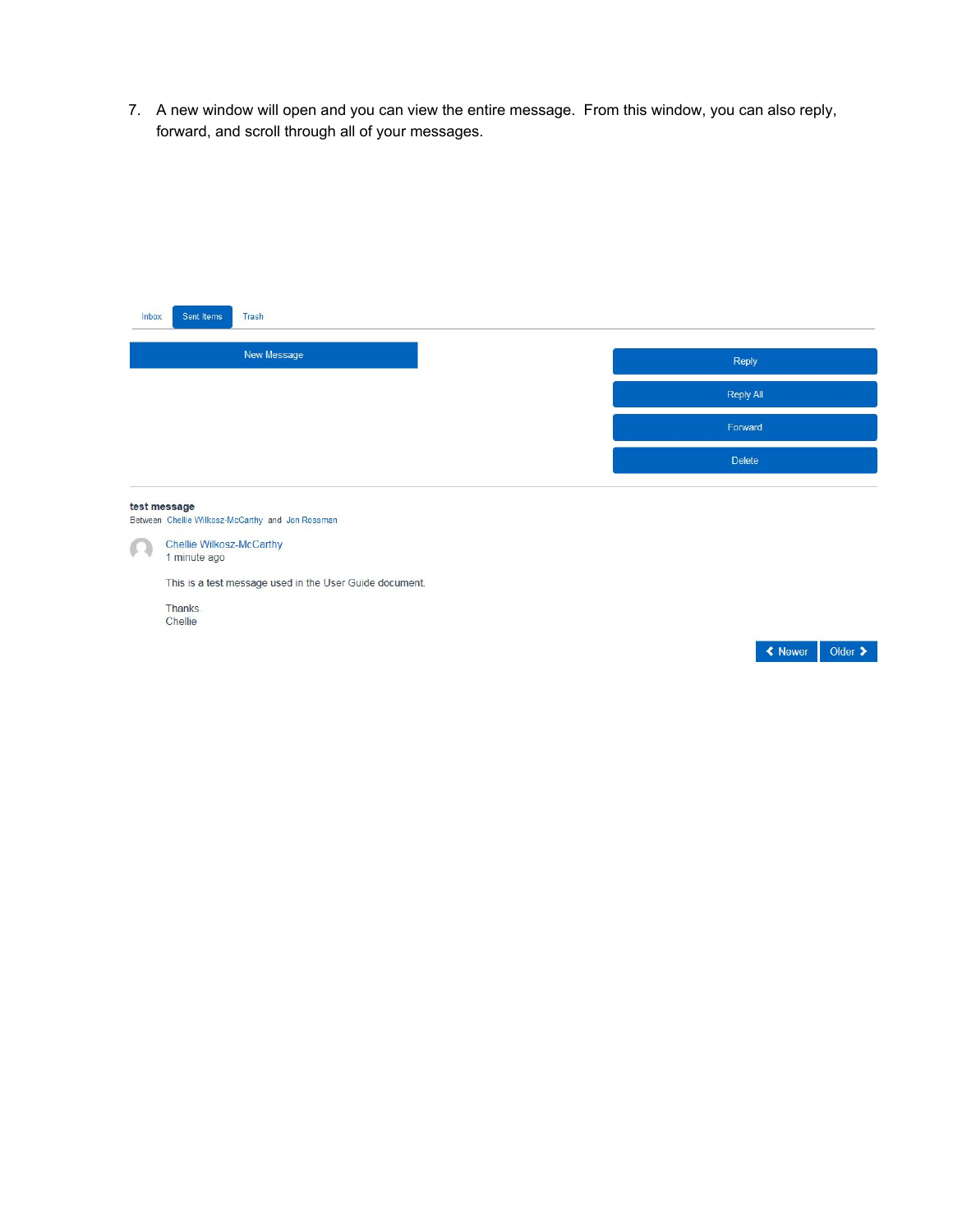7. A new window will open and you can view the entire message. From this window, you can also reply, forward, and scroll through all of your messages.

Inbox | Sent Items | Trash

New Message

Reply

Reply All

Forward

Delete

**test message**

Between Chellie Wilkosz-McCarthy and Jon Rossman

Chellie Wilkosz-McCarthy
1 minute ago

This is a test message used in the User Guide document.

Thanks
Chellie

< Newer | Older >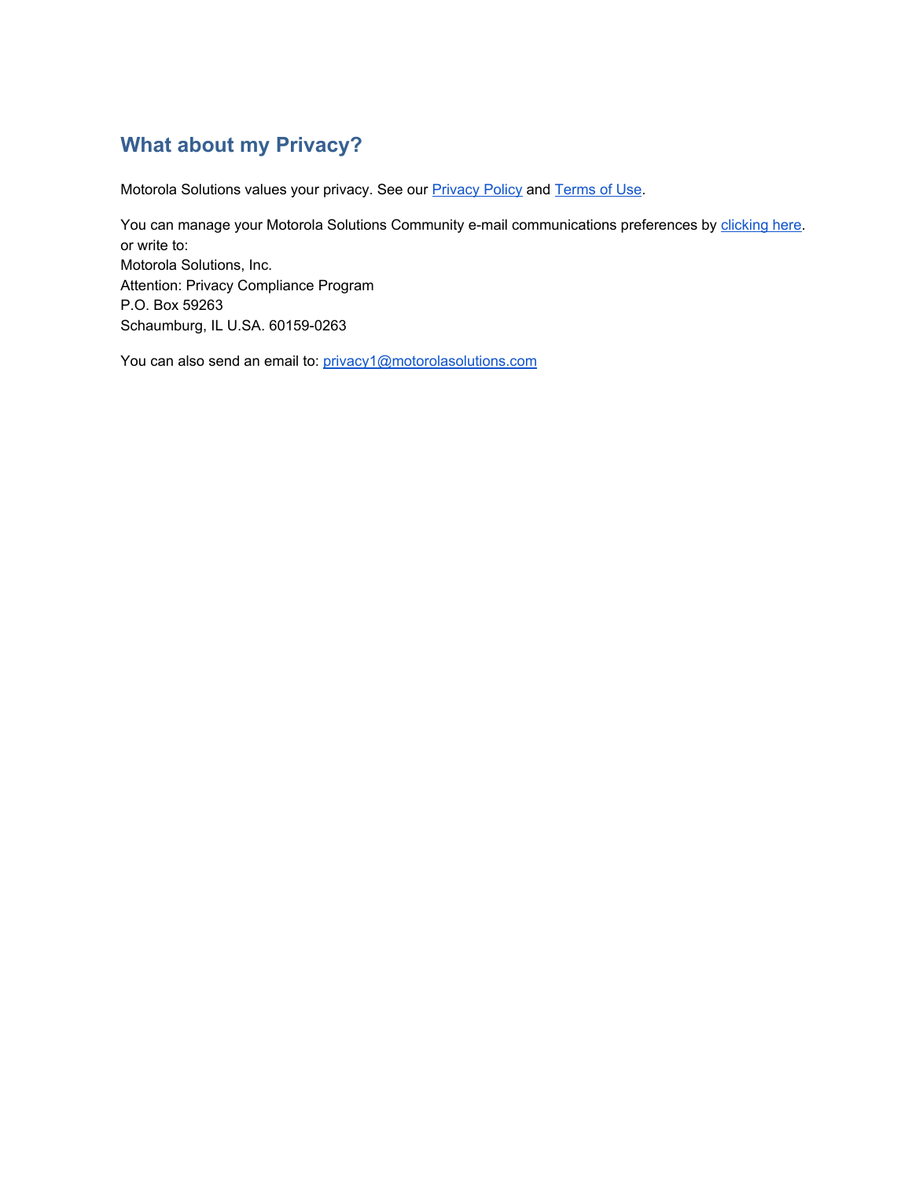## What about my Privacy?

Motorola Solutions values your privacy. See our Privacy Policy and Terms of Use.

You can manage your Motorola Solutions Community e-mail communications preferences by clicking here.
or write to:
Motorola Solutions, Inc.
Attention: Privacy Compliance Program
P.O. Box 59263
Schaumburg, IL U.SA. 60159-0263

You can also send an email to: privacy1@motorolasolutions.com